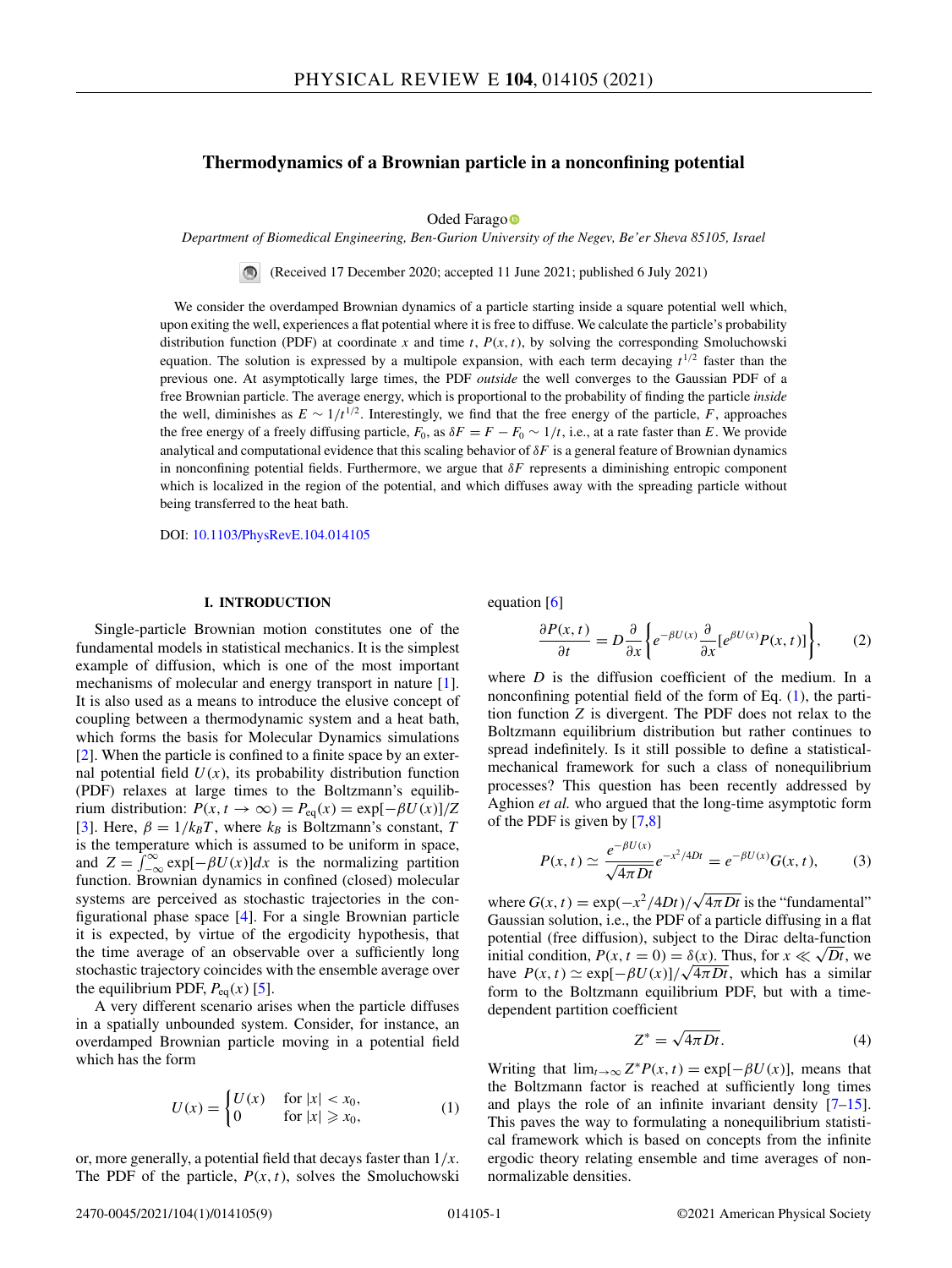# Thermodynamics of a Brownian particle in a nonconfining potential

Oded Farago

*Department of Biomedical Engineering, Ben-Gurion University of the Negev, Be'er Sheva 85105, Israel*

(Received 17 December 2020; accepted 11 June 2021; published 6 July 2021)

We consider the overdamped Brownian dynamics of a particle starting inside a square potential well which, upon exiting the well, experiences a flat potential where it is free to diffuse. We calculate the particle's probability distribution function (PDF) at coordinate $x$ and time $t$, $P(x,t)$, by solving the corresponding Smoluchowski equation. The solution is expressed by a multipole expansion, with each term decaying $t^{1/2}$ faster than the previous one. At asymptotically large times, the PDF *outside* the well converges to the Gaussian PDF of a free Brownian particle. The average energy, which is proportional to the probability of finding the particle *inside* the well, diminishes as $E \sim 1/t^{1/2}$. Interestingly, we find that the free energy of the particle, $F$, approaches the free energy of a freely diffusing particle, $F_0$, as $\delta F = F - F_0 \sim 1/t$, i.e., at a rate faster than $E$. We provide analytical and computational evidence that this scaling behavior of $\delta F$ is a general feature of Brownian dynamics in nonconfining potential fields. Furthermore, we argue that $\delta F$ represents a diminishing entropic component which is localized in the region of the potential, and which diffuses away with the spreading particle without being transferred to the heat bath.

DOI: 10.1103/PhysRevE.104.014105

## I. INTRODUCTION

Single-particle Brownian motion constitutes one of the fundamental models in statistical mechanics. It is the simplest example of diffusion, which is one of the most important mechanisms of molecular and energy transport in nature [1]. It is also used as a means to introduce the elusive concept of coupling between a thermodynamic system and a heat bath, which forms the basis for Molecular Dynamics simulations [2]. When the particle is confined to a finite space by an external potential field $U(x)$, its probability distribution function (PDF) relaxes at large times to the Boltzmann's equilibrium distribution: $P(x, t\to\infty) = P_{\rm eq}(x) = \exp[-\beta U(x)]/Z$ [3]. Here, $\beta = 1/k_BT$, where $k_B$ is Boltzmann's constant, $T$ is the temperature which is assumed to be uniform in space, and $Z = \int_{-\infty}^{\infty}\exp[-\beta U(x)]dx$ is the normalizing partition function. Brownian dynamics in confined (closed) molecular systems are perceived as stochastic trajectories in the configurational phase space [4]. For a single Brownian particle it is expected, by virtue of the ergodicity hypothesis, that the time average of an observable over a sufficiently long stochastic trajectory coincides with the ensemble average over the equilibrium PDF, $P_{\rm eq}(x)$ [5].

A very different scenario arises when the particle diffuses in a spatially unbounded system. Consider, for instance, an overdamped Brownian particle moving in a potential field which has the form

$$U(x) = \begin{cases} U(x) & \text{for } |x| < x_0, \\ 0 & \text{for } |x| \geqslant x_0, \end{cases} \tag{1}$$

or, more generally, a potential field that decays faster than $1/x$. The PDF of the particle, $P(x,t)$, solves the Smoluchowski equation [6]

$$\frac{\partial P(x,t)}{\partial t} = D\frac{\partial}{\partial x}\left\{e^{-\beta U(x)}\frac{\partial}{\partial x}[e^{\beta U(x)}P(x,t)]\right\}, \tag{2}$$

where $D$ is the diffusion coefficient of the medium. In a nonconfining potential field of the form of Eq. (1), the partition function $Z$ is divergent. The PDF does not relax to the Boltzmann equilibrium distribution but rather continues to spread indefinitely. Is it still possible to define a statistical-mechanical framework for such a class of nonequilibrium processes? This question has been recently addressed by Aghion *et al.* who argued that the long-time asymptotic form of the PDF is given by [7,8]

$$P(x,t) \simeq \frac{e^{-\beta U(x)}}{\sqrt{4\pi Dt}}e^{-x^2/4Dt} = e^{-\beta U(x)}G(x,t), \tag{3}$$

where $G(x,t) = \exp(-x^2/4Dt)/\sqrt{4\pi Dt}$ is the "fundamental" Gaussian solution, i.e., the PDF of a particle diffusing in a flat potential (free diffusion), subject to the Dirac delta-function initial condition, $P(x, t=0) = \delta(x)$. Thus, for $x \ll \sqrt{Dt}$, we have $P(x,t) \simeq \exp[-\beta U(x)]/\sqrt{4\pi Dt}$, which has a similar form to the Boltzmann equilibrium PDF, but with a time-dependent partition coefficient

$$Z^* = \sqrt{4\pi Dt}. \tag{4}$$

Writing that $\lim_{t\to\infty} Z^*P(x,t) = \exp[-\beta U(x)]$, means that the Boltzmann factor is reached at sufficiently long times and plays the role of an infinite invariant density [7–15]. This paves the way to formulating a nonequilibrium statistical framework which is based on concepts from the infinite ergodic theory relating ensemble and time averages of non-normalizable densities.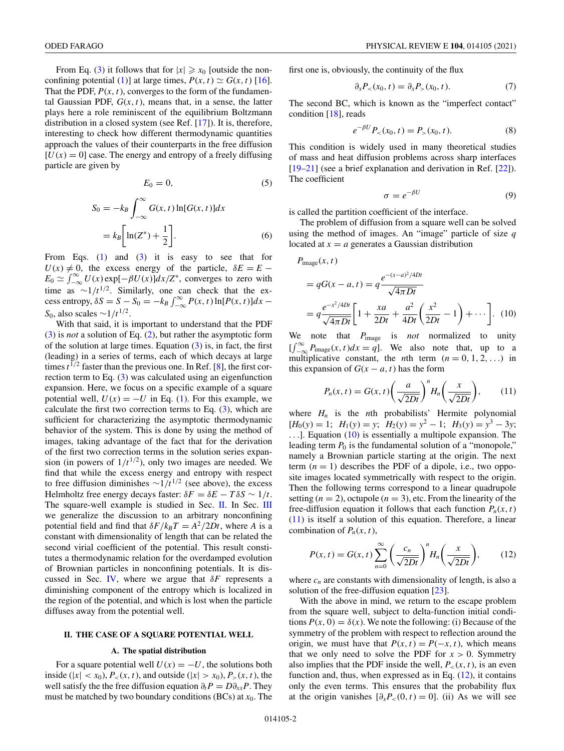From Eq. (3) it follows that for $|x| \geqslant x_0$ [outside the nonconfining potential (1)] at large times, $P(x,t) \simeq G(x,t)$ [16]. That the PDF, $P(x,t)$, converges to the form of the fundamental Gaussian PDF, $G(x,t)$, means that, in a sense, the latter plays here a role reminiscent of the equilibrium Boltzmann distribution in a closed system (see Ref. [17]). It is, therefore, interesting to check how different thermodynamic quantities approach the values of their counterparts in the free diffusion $[U(x) = 0]$ case. The energy and entropy of a freely diffusing particle are given by

$$E_0 = 0, \tag{5}$$

$$\begin{aligned} S_0 &= -k_B \int_{-\infty}^{\infty} G(x,t) \ln[G(x,t)] dx \\ &= k_B \left[ \ln(Z^*) + \frac{1}{2} \right]. \end{aligned} \tag{6}$$

From Eqs. (1) and (3) it is easy to see that for $U(x) \neq 0$, the excess energy of the particle, $\delta E = E - E_0 \simeq \int_{-\infty}^{\infty} U(x) \exp[-\beta U(x)] dx / Z^*$, converges to zero with time as $\sim 1/t^{1/2}$. Similarly, one can check that the excess entropy, $\delta S = S - S_0 = -k_B \int_{-\infty}^{\infty} P(x,t) \ln[P(x,t)] dx - S_0$, also scales $\sim 1/t^{1/2}$.

With that said, it is important to understand that the PDF (3) is *not* a solution of Eq. (2), but rather the asymptotic form of the solution at large times. Equation (3) is, in fact, the first (leading) in a series of terms, each of which decays at large times $t^{1/2}$ faster than the previous one. In Ref. [8], the first correction term to Eq. (3) was calculated using an eigenfunction expansion. Here, we focus on a specific example of a square potential well, $U(x) = -U$ in Eq. (1). For this example, we calculate the first two correction terms to Eq. (3), which are sufficient for characterizing the asymptotic thermodynamic behavior of the system. This is done by using the method of images, taking advantage of the fact that for the derivation of the first two correction terms in the solution series expansion (in powers of $1/t^{1/2}$), only two images are needed. We find that while the excess energy and entropy with respect to free diffusion diminishes $\sim 1/t^{1/2}$ (see above), the excess Helmholtz free energy decays faster: $\delta F = \delta E - T\delta S \sim 1/t$. The square-well example is studied in Sec. II. In Sec. III we generalize the discussion to an arbitrary nonconfining potential field and find that $\delta F / k_B T = A^2/2Dt$, where $A$ is a constant with dimensionality of length that can be related the second virial coefficient of the potential. This result constitutes a thermodynamic relation for the overdamped evolution of Brownian particles in nonconfining potentials. It is discussed in Sec. IV, where we argue that $\delta F$ represents a diminishing component of the entropy which is localized in the region of the potential, and which is lost when the particle diffuses away from the potential well.

## II. THE CASE OF A SQUARE POTENTIAL WELL

### A. The spatial distribution

For a square potential well $U(x) = -U$, the solutions both inside ($|x| < x_0$), $P_<(x,t)$, and outside ($|x| > x_0$), $P_>(x,t)$, the well satisfy the the free diffusion equation $\partial_t P = D \partial_{xx} P$. They must be matched by two boundary conditions (BCs) at $x_0$. The first one is, obviously, the continuity of the flux

$$\partial_x P_<(x_0, t) = \partial_x P_>(x_0, t). \tag{7}$$

The second BC, which is known as the "imperfect contact" condition [18], reads

$$e^{-\beta U} P_<(x_0, t) = P_>(x_0, t). \tag{8}$$

This condition is widely used in many theoretical studies of mass and heat diffusion problems across sharp interfaces [19–21] (see a brief explanation and derivation in Ref. [22]). The coefficient

$$\sigma = e^{-\beta U} \tag{9}$$

is called the partition coefficient of the interface.

The problem of diffusion from a square well can be solved using the method of images. An "image" particle of size $q$ located at $x = a$ generates a Gaussian distribution

$$\begin{aligned} P_{\text{image}}&(x,t) \\ &= qG(x-a,t) = q\frac{e^{-(x-a)^2/4Dt}}{\sqrt{4\pi Dt}} \\ &= q\frac{e^{-x^2/4Dt}}{\sqrt{4\pi Dt}}\left[1 + \frac{xa}{2Dt} + \frac{a^2}{4Dt}\left(\frac{x^2}{2Dt} - 1\right) + \cdots\right]. \end{aligned} \tag{10}$$

We note that $P_{\text{image}}$ is *not* normalized to unity $[\int_{-\infty}^{\infty} P_{\text{image}}(x,t) dx = q]$. We also note that, up to a multiplicative constant, the $n$th term $(n = 0, 1, 2, \ldots)$ in this expansion of $G(x-a,t)$ has the form

$$P_n(x,t) = G(x,t)\left(\frac{a}{\sqrt{2Dt}}\right)^n H_n\left(\frac{x}{\sqrt{2Dt}}\right), \tag{11}$$

where $H_n$ is the $n$th probabilists' Hermite polynomial $[H_0(y) = 1;\ H_1(y) = y;\ H_2(y) = y^2 - 1;\ H_3(y) = y^3 - 3y;\ \ldots]$. Equation (10) is essentially a multipole expansion. The leading term $P_0$ is the fundamental solution of a "monopole," namely a Brownian particle starting at the origin. The next term $(n = 1)$ describes the PDF of a dipole, i.e., two opposite images located symmetrically with respect to the origin. Then the following terms correspond to a linear quadrupole setting $(n = 2)$, octupole $(n = 3)$, etc. From the linearity of the free-diffusion equation it follows that each function $P_n(x,t)$ (11) is itself a solution of this equation. Therefore, a linear combination of $P_n(x,t)$,

$$P(x,t) = G(x,t)\sum_{n=0}^{\infty}\left(\frac{c_n}{\sqrt{2Dt}}\right)^n H_n\left(\frac{x}{\sqrt{2Dt}}\right), \tag{12}$$

where $c_n$ are constants with dimensionality of length, is also a solution of the free-diffusion equation [23].

With the above in mind, we return to the escape problem from the square well, subject to delta-function initial conditions $P(x,0) = \delta(x)$. We note the following: (i) Because of the symmetry of the problem with respect to reflection around the origin, we must have that $P(x,t) = P(-x,t)$, which means that we only need to solve the PDF for $x > 0$. Symmetry also implies that the PDF inside the well, $P_<(x,t)$, is an even function and, thus, when expressed as in Eq. (12), it contains only the even terms. This ensures that the probability flux at the origin vanishes $[\partial_x P_<(0,t) = 0]$. (ii) As we will see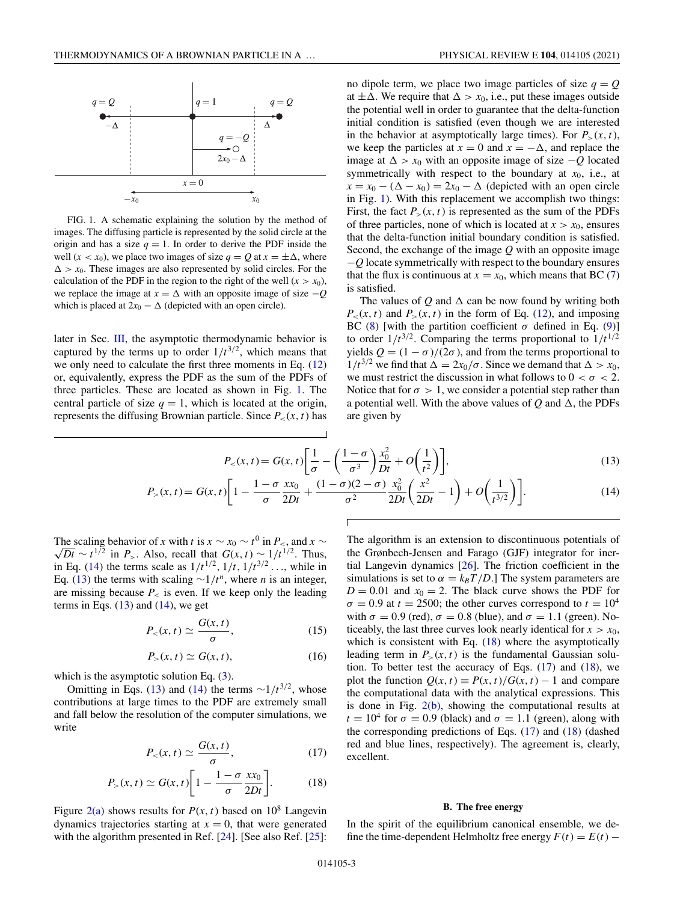FIG. 1. A schematic explaining the solution by the method of images. The diffusing particle is represented by the solid circle at the origin and has a size $q = 1$. In order to derive the PDF inside the well ($x < x_0$), we place two images of size $q = Q$ at $x = \pm\Delta$, where $\Delta > x_0$. These images are also represented by solid circles. For the calculation of the PDF in the region to the right of the well ($x > x_0$), we replace the image at $x = \Delta$ with an opposite image of size $-Q$ which is placed at $2x_0 - \Delta$ (depicted with an open circle).

later in Sec. III, the asymptotic thermodynamic behavior is captured by the terms up to order $1/t^{3/2}$, which means that we only need to calculate the first three moments in Eq. (12) or, equivalently, express the PDF as the sum of the PDFs of three particles. These are located as shown in Fig. 1. The central particle of size $q = 1$, which is located at the origin, represents the diffusing Brownian particle. Since $P_<(x,t)$ has no dipole term, we place two image particles of size $q = Q$ at $\pm\Delta$. We require that $\Delta > x_0$, i.e., put these images outside the potential well in order to guarantee that the delta-function initial condition is satisfied (even though we are interested in the behavior at asymptotically large times). For $P_>(x,t)$, we keep the particles at $x = 0$ and $x = -\Delta$, and replace the image at $\Delta > x_0$ with an opposite image of size $-Q$ located symmetrically with respect to the boundary at $x_0$, i.e., at $x = x_0 - (\Delta - x_0) = 2x_0 - \Delta$ (depicted with an open circle in Fig. 1). With this replacement we accomplish two things: First, the fact $P_>(x,t)$ is represented as the sum of the PDFs of three particles, none of which is located at $x > x_0$, ensures that the delta-function initial boundary condition is satisfied. Second, the exchange of the image $Q$ with an opposite image $-Q$ locate symmetrically with respect to the boundary ensures that the flux is continuous at $x = x_0$, which means that BC (7) is satisfied.

The values of $Q$ and $\Delta$ can be now found by writing both $P_<(x,t)$ and $P_>(x,t)$ in the form of Eq. (12), and imposing BC (8) [with the partition coefficient $\sigma$ defined in Eq. (9)] to order $1/t^{3/2}$. Comparing the terms proportional to $1/t^{1/2}$ yields $Q = (1-\sigma)/(2\sigma)$, and from the terms proportional to $1/t^{3/2}$ we find that $\Delta = 2x_0/\sigma$. Since we demand that $\Delta > x_0$, we must restrict the discussion in what follows to $0 < \sigma < 2$. Notice that for $\sigma > 1$, we consider a potential step rather than a potential well. With the above values of $Q$ and $\Delta$, the PDFs are given by

$$P_<(x,t) = G(x,t)\left[\frac{1}{\sigma} - \left(\frac{1-\sigma}{\sigma^3}\right)\frac{x_0^2}{Dt} + O\left(\frac{1}{t^2}\right)\right], \tag{13}$$

$$P_>(x,t) = G(x,t)\left[1 - \frac{1-\sigma}{\sigma}\frac{xx_0}{2Dt} + \frac{(1-\sigma)(2-\sigma)}{\sigma^2}\frac{x_0^2}{2Dt}\left(\frac{x^2}{2Dt} - 1\right) + O\left(\frac{1}{t^{3/2}}\right)\right]. \tag{14}$$

The scaling behavior of $x$ with $t$ is $x \sim x_0 \sim t^0$ in $P_<$, and $x \sim \sqrt{Dt} \sim t^{1/2}$ in $P_>$. Also, recall that $G(x,t) \sim 1/t^{1/2}$. Thus, in Eq. (14) the terms scale as $1/t^{1/2}, 1/t, 1/t^{3/2}\ldots$, while in Eq. (13) the terms with scaling $\sim 1/t^n$, where $n$ is an integer, are missing because $P_<$ is even. If we keep only the leading terms in Eqs. (13) and (14), we get

$$P_<(x,t) \simeq \frac{G(x,t)}{\sigma}, \tag{15}$$

$$P_>(x,t) \simeq G(x,t), \tag{16}$$

which is the asymptotic solution Eq. (3).

Omitting in Eqs. (13) and (14) the terms $\sim 1/t^{3/2}$, whose contributions at large times to the PDF are extremely small and fall below the resolution of the computer simulations, we write

$$P_<(x,t) \simeq \frac{G(x,t)}{\sigma}, \tag{17}$$

$$P_>(x,t) \simeq G(x,t)\left[1 - \frac{1-\sigma}{\sigma}\frac{xx_0}{2Dt}\right]. \tag{18}$$

Figure 2(a) shows results for $P(x,t)$ based on $10^8$ Langevin dynamics trajectories starting at $x = 0$, that were generated with the algorithm presented in Ref. [24]. [See also Ref. [25]: The algorithm is an extension to discontinuous potentials of the Grønbech-Jensen and Farago (GJF) integrator for inertial Langevin dynamics [26]. The friction coefficient in the simulations is set to $\alpha = k_BT/D$.] The system parameters are $D = 0.01$ and $x_0 = 2$. The black curve shows the PDF for $\sigma = 0.9$ at $t = 2500$; the other curves correspond to $t = 10^4$ with $\sigma = 0.9$ (red), $\sigma = 0.8$ (blue), and $\sigma = 1.1$ (green). Noticeably, the last three curves look nearly identical for $x > x_0$, which is consistent with Eq. (18) where the asymptotically leading term in $P_>(x,t)$ is the fundamental Gaussian solution. To better test the accuracy of Eqs. (17) and (18), we plot the function $Q(x,t) \equiv P(x,t)/G(x,t) - 1$ and compare the computational data with the analytical expressions. This is done in Fig. 2(b), showing the computational results at $t = 10^4$ for $\sigma = 0.9$ (black) and $\sigma = 1.1$ (green), along with the corresponding predictions of Eqs. (17) and (18) (dashed red and blue lines, respectively). The agreement is, clearly, excellent.

### B. The free energy

In the spirit of the equilibrium canonical ensemble, we define the time-dependent Helmholtz free energy $F(t) = E(t) -$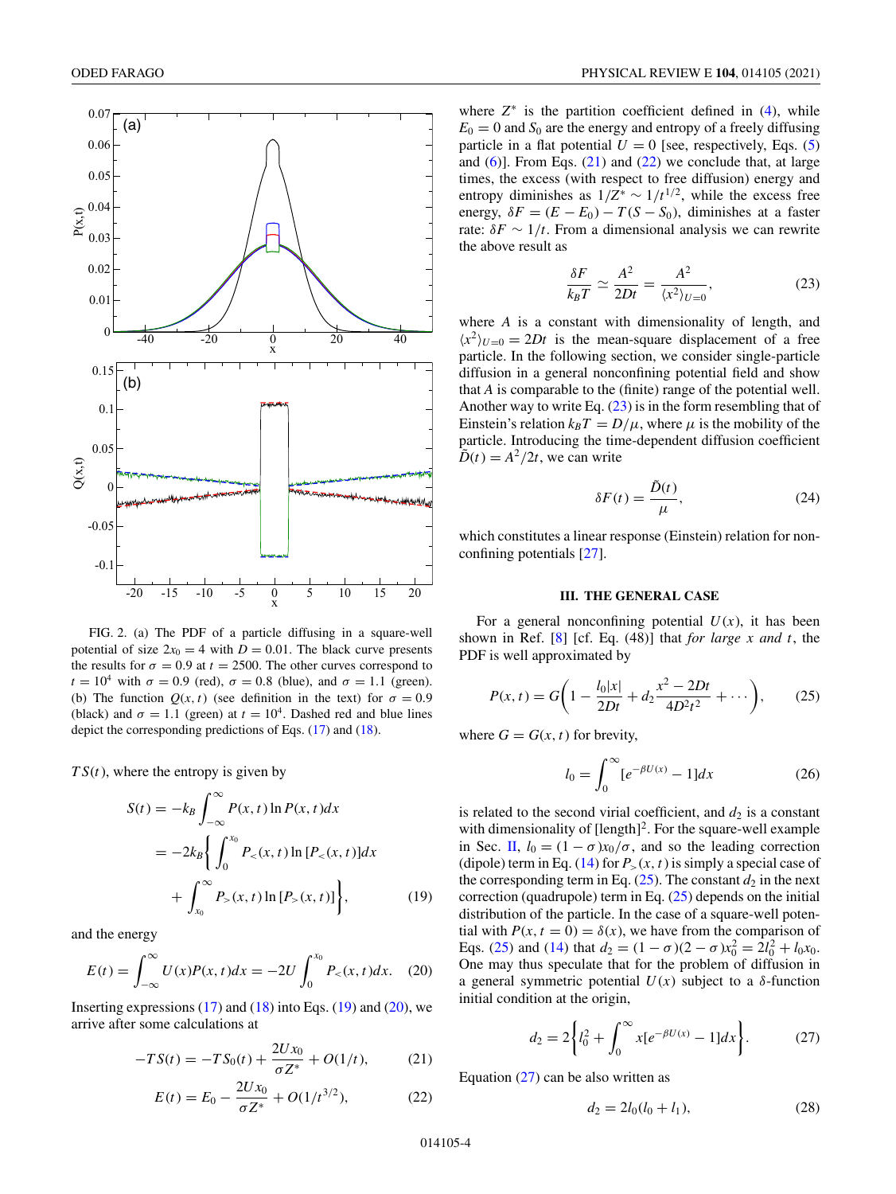FIG. 2. (a) The PDF of a particle diffusing in a square-well potential of size $2x_0 = 4$ with $D = 0.01$. The black curve presents the results for $\sigma = 0.9$ at $t = 2500$. The other curves correspond to $t = 10^4$ with $\sigma = 0.9$ (red), $\sigma = 0.8$ (blue), and $\sigma = 1.1$ (green). (b) The function $Q(x, t)$ (see definition in the text) for $\sigma = 0.9$ (black) and $\sigma = 1.1$ (green) at $t = 10^4$. Dashed red and blue lines depict the corresponding predictions of Eqs. (17) and (18).

$TS(t)$, where the entropy is given by

$$
\begin{aligned}
S(t) &= -k_B \int_{-\infty}^{\infty} P(x,t) \ln P(x,t) dx \\
&= -2k_B \bigg\{ \int_0^{x_0} P_<(x,t) \ln [P_<(x,t)] dx \\
&\quad + \int_{x_0}^{\infty} P_>(x,t) \ln [P_>(x,t)] \bigg\},
\end{aligned} \tag{19}
$$

and the energy

$$
E(t) = \int_{-\infty}^{\infty} U(x) P(x,t) dx = -2U \int_0^{x_0} P_<(x,t) dx. \tag{20}
$$

Inserting expressions (17) and (18) into Eqs. (19) and (20), we arrive after some calculations at

$$
-TS(t) = -TS_0(t) + \frac{2Ux_0}{\sigma Z^*} + O(1/t), \tag{21}
$$

$$
E(t) = E_0 - \frac{2Ux_0}{\sigma Z^*} + O(1/t^{3/2}), \tag{22}
$$

where $Z^*$ is the partition coefficient defined in (4), while $E_0 = 0$ and $S_0$ are the energy and entropy of a freely diffusing particle in a flat potential $U = 0$ [see, respectively, Eqs. (5) and (6)]. From Eqs. (21) and (22) we conclude that, at large times, the excess (with respect to free diffusion) energy and entropy diminishes as $1/Z^* \sim 1/t^{1/2}$, while the excess free energy, $\delta F = (E - E_0) - T(S - S_0)$, diminishes at a faster rate: $\delta F \sim 1/t$. From a dimensional analysis we can rewrite the above result as

$$
\frac{\delta F}{k_B T} \simeq \frac{A^2}{2Dt} = \frac{A^2}{\langle x^2 \rangle_{U=0}}, \tag{23}
$$

where $A$ is a constant with dimensionality of length, and $\langle x^2 \rangle_{U=0} = 2Dt$ is the mean-square displacement of a free particle. In the following section, we consider single-particle diffusion in a general nonconfining potential field and show that $A$ is comparable to the (finite) range of the potential well. Another way to write Eq. (23) is in the form resembling that of Einstein's relation $k_B T = D/\mu$, where $\mu$ is the mobility of the particle. Introducing the time-dependent diffusion coefficient $\tilde{D}(t) = A^2/2t$, we can write

$$
\delta F(t) = \frac{\tilde{D}(t)}{\mu}, \tag{24}
$$

which constitutes a linear response (Einstein) relation for nonconfining potentials [27].

## III. THE GENERAL CASE

For a general nonconfining potential $U(x)$, it has been shown in Ref. [8] [cf. Eq. (48)] that *for large $x$ and $t$*, the PDF is well approximated by

$$
P(x,t) = G\bigg(1 - \frac{l_0|x|}{2Dt} + d_2 \frac{x^2 - 2Dt}{4D^2t^2} + \cdots \bigg), \tag{25}
$$

where $G = G(x, t)$ for brevity,

$$
l_0 = \int_0^{\infty} [e^{-\beta U(x)} - 1] dx \tag{26}
$$

is related to the second virial coefficient, and $d_2$ is a constant with dimensionality of [length]$^2$. For the square-well example in Sec. II, $l_0 = (1 - \sigma)x_0/\sigma$, and so the leading correction (dipole) term in Eq. (14) for $P_>(x,t)$ is simply a special case of the corresponding term in Eq. (25). The constant $d_2$ in the next correction (quadrupole) term in Eq. (25) depends on the initial distribution of the particle. In the case of a square-well potential with $P(x, t = 0) = \delta(x)$, we have from the comparison of Eqs. (25) and (14) that $d_2 = (1 - \sigma)(2 - \sigma)x_0^2 = 2l_0^2 + l_0 x_0$. One may thus speculate that for the problem of diffusion in a general symmetric potential $U(x)$ subject to a $\delta$-function initial condition at the origin,

$$
d_2 = 2\bigg\{ l_0^2 + \int_0^{\infty} x[e^{-\beta U(x)} - 1] dx \bigg\}. \tag{27}
$$

Equation (27) can be also written as

$$
d_2 = 2l_0(l_0 + l_1), \tag{28}
$$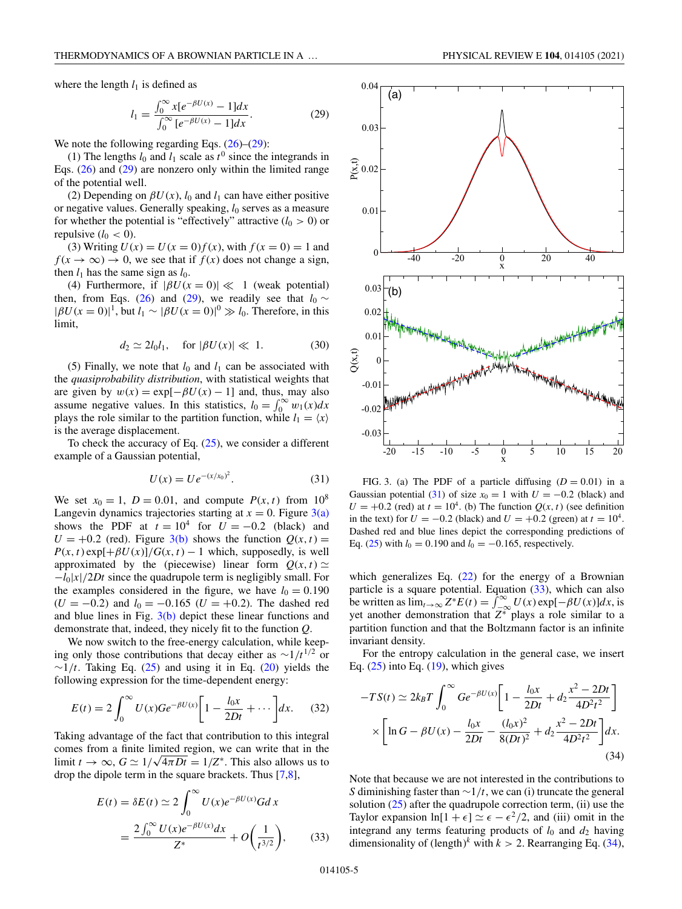where the length $l_1$ is defined as

$$l_1 = \frac{\int_0^\infty x[e^{-\beta U(x)} - 1]dx}{\int_0^\infty [e^{-\beta U(x)} - 1]dx}. \tag{29}$$

We note the following regarding Eqs. (26)–(29):

(1) The lengths $l_0$ and $l_1$ scale as $t^0$ since the integrands in Eqs. (26) and (29) are nonzero only within the limited range of the potential well.

(2) Depending on $\beta U(x)$, $l_0$ and $l_1$ can have either positive or negative values. Generally speaking, $l_0$ serves as a measure for whether the potential is "effectively" attractive ($l_0 > 0$) or repulsive ($l_0 < 0$).

(3) Writing $U(x) = U(x=0)f(x)$, with $f(x=0) = 1$ and $f(x \to \infty) \to 0$, we see that if $f(x)$ does not change a sign, then $l_1$ has the same sign as $l_0$.

(4) Furthermore, if $|\beta U(x=0)| \ll 1$ (weak potential) then, from Eqs. (26) and (29), we readily see that $l_0 \sim |\beta U(x=0)|^1$, but $l_1 \sim |\beta U(x=0)|^0 \gg l_0$. Therefore, in this limit,

$$d_2 \simeq 2l_0 l_1, \quad \text{for } |\beta U(x)| \ll 1. \tag{30}$$

(5) Finally, we note that $l_0$ and $l_1$ can be associated with the *quasiprobability distribution*, with statistical weights that are given by $w(x) = \exp[-\beta U(x) - 1]$ and, thus, may also assume negative values. In this statistics, $l_0 = \int_0^\infty w_1(x)dx$ plays the role similar to the partition function, while $l_1 = \langle x \rangle$ is the average displacement.

To check the accuracy of Eq. (25), we consider a different example of a Gaussian potential,

$$U(x) = Ue^{-(x/x_0)^2}. \tag{31}$$

We set $x_0 = 1$, $D = 0.01$, and compute $P(x,t)$ from $10^8$ Langevin dynamics trajectories starting at $x = 0$. Figure 3(a) shows the PDF at $t = 10^4$ for $U = -0.2$ (black) and $U = +0.2$ (red). Figure 3(b) shows the function $Q(x,t) = P(x,t)\exp[+\beta U(x)]/G(x,t) - 1$ which, supposedly, is well approximated by the (piecewise) linear form $Q(x,t) \simeq -l_0|x|/2Dt$ since the quadrupole term is negligibly small. For the examples considered in the figure, we have $l_0 = 0.190$ ($U = -0.2$) and $l_0 = -0.165$ ($U = +0.2$). The dashed red and blue lines in Fig. 3(b) depict these linear functions and demonstrate that, indeed, they nicely fit to the function $Q$.

We now switch to the free-energy calculation, while keeping only those contributions that decay either as $\sim 1/t^{1/2}$ or $\sim 1/t$. Taking Eq. (25) and using it in Eq. (20) yields the following expression for the time-dependent energy:

$$E(t) = 2\int_0^\infty U(x)Ge^{-\beta U(x)}\left[1 - \frac{l_0 x}{2Dt} + \cdots\right]dx. \tag{32}$$

Taking advantage of the fact that contribution to this integral comes from a finite limited region, we can write that in the limit $t \to \infty$, $G \simeq 1/\sqrt{4\pi Dt} = 1/Z^*$. This also allows us to drop the dipole term in the square brackets. Thus [7,8],

$$E(t) = \delta E(t) \simeq 2\int_0^\infty U(x)e^{-\beta U(x)}G\,dx = \frac{2\int_0^\infty U(x)e^{-\beta U(x)}dx}{Z^*} + O\left(\frac{1}{t^{3/2}}\right), \tag{33}$$

FIG. 3. (a) The PDF of a particle diffusing ($D = 0.01$) in a Gaussian potential (31) of size $x_0 = 1$ with $U = -0.2$ (black) and $U = +0.2$ (red) at $t = 10^4$. (b) The function $Q(x,t)$ (see definition in the text) for $U = -0.2$ (black) and $U = +0.2$ (green) at $t = 10^4$. Dashed red and blue lines depict the corresponding predictions of Eq. (25) with $l_0 = 0.190$ and $l_0 = -0.165$, respectively.

which generalizes Eq. (22) for the energy of a Brownian particle is a square potential. Equation (33), which can also be written as $\lim_{t\to\infty} Z^* E(t) = \int_{-\infty}^{\infty} U(x)\exp[-\beta U(x)]dx$, is yet another demonstration that $Z^*$ plays a role similar to a partition function and that the Boltzmann factor is an infinite invariant density.

For the entropy calculation in the general case, we insert Eq. (25) into Eq. (19), which gives

$$-TS(t) \simeq 2k_BT\int_0^\infty Ge^{-\beta U(x)}\left[1 - \frac{l_0 x}{2Dt} + d_2\frac{x^2 - 2Dt}{4D^2t^2}\right] \times \left[\ln G - \beta U(x) - \frac{l_0 x}{2Dt} - \frac{(l_0 x)^2}{8(Dt)^2} + d_2\frac{x^2 - 2Dt}{4D^2t^2}\right]dx. \tag{34}$$

Note that because we are not interested in the contributions to $S$ diminishing faster than $\sim 1/t$, we can (i) truncate the general solution (25) after the quadrupole correction term, (ii) use the Taylor expansion $\ln[1+\epsilon] \simeq \epsilon - \epsilon^2/2$, and (iii) omit in the integrand any terms featuring products of $l_0$ and $d_2$ having dimensionality of (length)$^k$ with $k > 2$. Rearranging Eq. (34),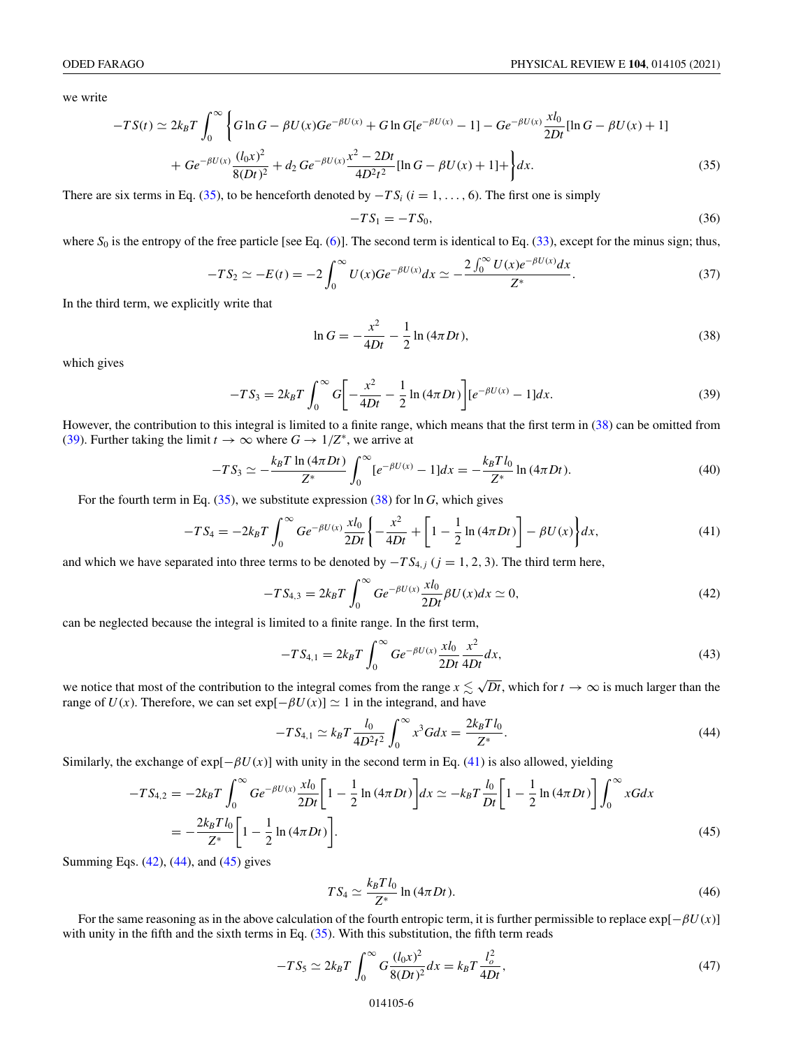we write

$$-TS(t) \simeq 2k_BT \int_0^\infty \left\{ G \ln G - \beta U(x) G e^{-\beta U(x)} + G \ln G[e^{-\beta U(x)} - 1] - G e^{-\beta U(x)} \frac{x l_0}{2Dt}[\ln G - \beta U(x) + 1] \right.$$
$$\left. + \, G e^{-\beta U(x)} \frac{(l_0 x)^2}{8(Dt)^2} + d_2 \, G e^{-\beta U(x)} \frac{x^2 - 2Dt}{4D^2t^2}[\ln G - \beta U(x) + 1] + \right\} dx. \tag{35}$$

There are six terms in Eq. (35), to be henceforth denoted by $-TS_i$ $(i = 1, \ldots, 6)$. The first one is simply

$$-TS_1 = -TS_0, \tag{36}$$

where $S_0$ is the entropy of the free particle [see Eq. (6)]. The second term is identical to Eq. (33), except for the minus sign; thus,

$$-TS_2 \simeq -E(t) = -2 \int_0^\infty U(x) G e^{-\beta U(x)} dx \simeq -\frac{2 \int_0^\infty U(x) e^{-\beta U(x)} dx}{Z^*}. \tag{37}$$

In the third term, we explicitly write that

$$\ln G = -\frac{x^2}{4Dt} - \frac{1}{2} \ln (4\pi Dt), \tag{38}$$

which gives

$$-TS_3 = 2k_BT \int_0^\infty G \left[ -\frac{x^2}{4Dt} - \frac{1}{2} \ln (4\pi Dt) \right] [e^{-\beta U(x)} - 1] dx. \tag{39}$$

However, the contribution to this integral is limited to a finite range, which means that the first term in (38) can be omitted from (39). Further taking the limit $t \to \infty$ where $G \to 1/Z^*$, we arrive at

$$-TS_3 \simeq -\frac{k_BT \ln (4\pi Dt)}{Z^*} \int_0^\infty [e^{-\beta U(x)} - 1] dx = -\frac{k_BT l_0}{Z^*} \ln (4\pi Dt). \tag{40}$$

For the fourth term in Eq. (35), we substitute expression (38) for $\ln G$, which gives

$$-TS_4 = -2k_BT \int_0^\infty G e^{-\beta U(x)} \frac{x l_0}{2Dt} \left\{ -\frac{x^2}{4Dt} + \left[ 1 - \frac{1}{2} \ln (4\pi Dt) \right] - \beta U(x) \right\} dx, \tag{41}$$

and which we have separated into three terms to be denoted by $-TS_{4,j}$ $(j = 1, 2, 3)$. The third term here,

$$-TS_{4,3} = 2k_BT \int_0^\infty G e^{-\beta U(x)} \frac{x l_0}{2Dt} \beta U(x) dx \simeq 0, \tag{42}$$

can be neglected because the integral is limited to a finite range. In the first term,

$$-TS_{4,1} = 2k_BT \int_0^\infty G e^{-\beta U(x)} \frac{x l_0}{2Dt} \frac{x^2}{4Dt} dx, \tag{43}$$

we notice that most of the contribution to the integral comes from the range $x \lesssim \sqrt{Dt}$, which for $t \to \infty$ is much larger than the range of $U(x)$. Therefore, we can set $\exp[-\beta U(x)] \simeq 1$ in the integrand, and have

$$-TS_{4,1} \simeq k_BT \frac{l_0}{4D^2t^2} \int_0^\infty x^3 G dx = \frac{2k_BT l_0}{Z^*}. \tag{44}$$

Similarly, the exchange of $\exp[-\beta U(x)]$ with unity in the second term in Eq. (41) is also allowed, yielding

$$-TS_{4,2} = -2k_BT \int_0^\infty G e^{-\beta U(x)} \frac{x l_0}{2Dt} \left[ 1 - \frac{1}{2} \ln (4\pi Dt) \right] dx \simeq -k_BT \frac{l_0}{Dt} \left[ 1 - \frac{1}{2} \ln (4\pi Dt) \right] \int_0^\infty x G dx$$
$$= -\frac{2k_BT l_0}{Z^*} \left[ 1 - \frac{1}{2} \ln (4\pi Dt) \right]. \tag{45}$$

Summing Eqs. (42), (44), and (45) gives

$$TS_4 \simeq \frac{k_BT l_0}{Z^*} \ln (4\pi Dt). \tag{46}$$

For the same reasoning as in the above calculation of the fourth entropic term, it is further permissible to replace $\exp[-\beta U(x)]$ with unity in the fifth and the sixth terms in Eq. (35). With this substitution, the fifth term reads

$$-TS_5 \simeq 2k_BT \int_0^\infty G \frac{(l_0 x)^2}{8(Dt)^2} dx = k_BT \frac{l_o^2}{4Dt}, \tag{47}$$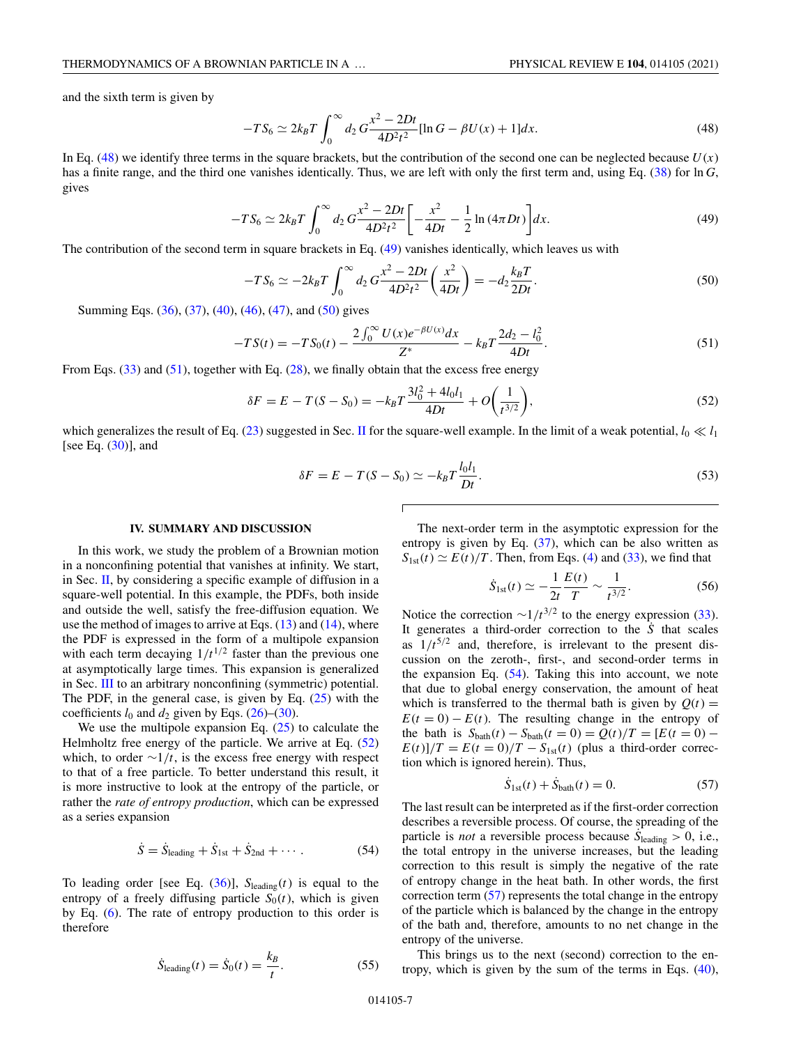and the sixth term is given by

$$-TS_6 \simeq 2k_BT \int_0^\infty d_2\, G\frac{x^2 - 2Dt}{4D^2t^2}[\ln G - \beta U(x) + 1]dx. \tag{48}$$

In Eq. (48) we identify three terms in the square brackets, but the contribution of the second one can be neglected because $U(x)$ has a finite range, and the third one vanishes identically. Thus, we are left with only the first term and, using Eq. (38) for $\ln G$, gives

$$-TS_6 \simeq 2k_BT \int_0^\infty d_2\, G\frac{x^2 - 2Dt}{4D^2t^2}\left[-\frac{x^2}{4Dt} - \frac{1}{2}\ln(4\pi Dt)\right]dx. \tag{49}$$

The contribution of the second term in square brackets in Eq. (49) vanishes identically, which leaves us with

$$-TS_6 \simeq -2k_BT \int_0^\infty d_2\, G\frac{x^2 - 2Dt}{4D^2t^2}\left(\frac{x^2}{4Dt}\right) = -d_2\frac{k_BT}{2Dt}. \tag{50}$$

Summing Eqs. (36), (37), (40), (46), (47), and (50) gives

$$-TS(t) = -TS_0(t) - \frac{2\int_0^\infty U(x)e^{-\beta U(x)}dx}{Z^*} - k_BT\frac{2d_2 - l_0^2}{4Dt}. \tag{51}$$

From Eqs. (33) and (51), together with Eq. (28), we finally obtain that the excess free energy

$$\delta F = E - T(S - S_0) = -k_BT\frac{3l_0^2 + 4l_0l_1}{4Dt} + O\left(\frac{1}{t^{3/2}}\right), \tag{52}$$

which generalizes the result of Eq. (23) suggested in Sec. II for the square-well example. In the limit of a weak potential, $l_0 \ll l_1$ [see Eq. (30)], and

$$\delta F = E - T(S - S_0) \simeq -k_BT\frac{l_0l_1}{Dt}. \tag{53}$$

## IV. SUMMARY AND DISCUSSION

In this work, we study the problem of a Brownian motion in a nonconfining potential that vanishes at infinity. We start, in Sec. II, by considering a specific example of diffusion in a square-well potential. In this example, the PDFs, both inside and outside the well, satisfy the free-diffusion equation. We use the method of images to arrive at Eqs. (13) and (14), where the PDF is expressed in the form of a multipole expansion with each term decaying $1/t^{1/2}$ faster than the previous one at asymptotically large times. This expansion is generalized in Sec. III to an arbitrary nonconfining (symmetric) potential. The PDF, in the general case, is given by Eq. (25) with the coefficients $l_0$ and $d_2$ given by Eqs. (26)–(30).

We use the multipole expansion Eq. (25) to calculate the Helmholtz free energy of the particle. We arrive at Eq. (52) which, to order $\sim 1/t$, is the excess free energy with respect to that of a free particle. To better understand this result, it is more instructive to look at the entropy of the particle, or rather the *rate of entropy production*, which can be expressed as a series expansion

$$\dot{S} = \dot{S}_{\text{leading}} + \dot{S}_{\text{1st}} + \dot{S}_{\text{2nd}} + \cdots. \tag{54}$$

To leading order [see Eq. (36)], $S_{\text{leading}}(t)$ is equal to the entropy of a freely diffusing particle $S_0(t)$, which is given by Eq. (6). The rate of entropy production to this order is therefore

$$\dot{S}_{\text{leading}}(t) = \dot{S}_0(t) = \frac{k_B}{t}. \tag{55}$$

The next-order term in the asymptotic expression for the entropy is given by Eq. (37), which can be also written as $S_{\text{1st}}(t) \simeq E(t)/T$. Then, from Eqs. (4) and (33), we find that

$$\dot{S}_{\text{1st}}(t) \simeq -\frac{1}{2t}\frac{E(t)}{T} \sim \frac{1}{t^{3/2}}. \tag{56}$$

Notice the correction $\sim 1/t^{3/2}$ to the energy expression (33). It generates a third-order correction to the $\dot{S}$ that scales as $1/t^{5/2}$ and, therefore, is irrelevant to the present discussion on the zeroth-, first-, and second-order terms in the expansion Eq. (54). Taking this into account, we note that due to global energy conservation, the amount of heat which is transferred to the thermal bath is given by $Q(t) = E(t=0) - E(t)$. The resulting change in the entropy of the bath is $S_{\text{bath}}(t) - S_{\text{bath}}(t=0) = Q(t)/T = [E(t=0) - E(t)]/T = E(t=0)/T - S_{\text{1st}}(t)$ (plus a third-order correction which is ignored herein). Thus,

$$\dot{S}_{\text{1st}}(t) + \dot{S}_{\text{bath}}(t) = 0. \tag{57}$$

The last result can be interpreted as if the first-order correction describes a reversible process. Of course, the spreading of the particle is *not* a reversible process because $\dot{S}_{\text{leading}} > 0$, i.e., the total entropy in the universe increases, but the leading correction to this result is simply the negative of the rate of entropy change in the heat bath. In other words, the first correction term (57) represents the total change in the entropy of the particle which is balanced by the change in the entropy of the bath and, therefore, amounts to no net change in the entropy of the universe.

This brings us to the next (second) correction to the entropy, which is given by the sum of the terms in Eqs. (40),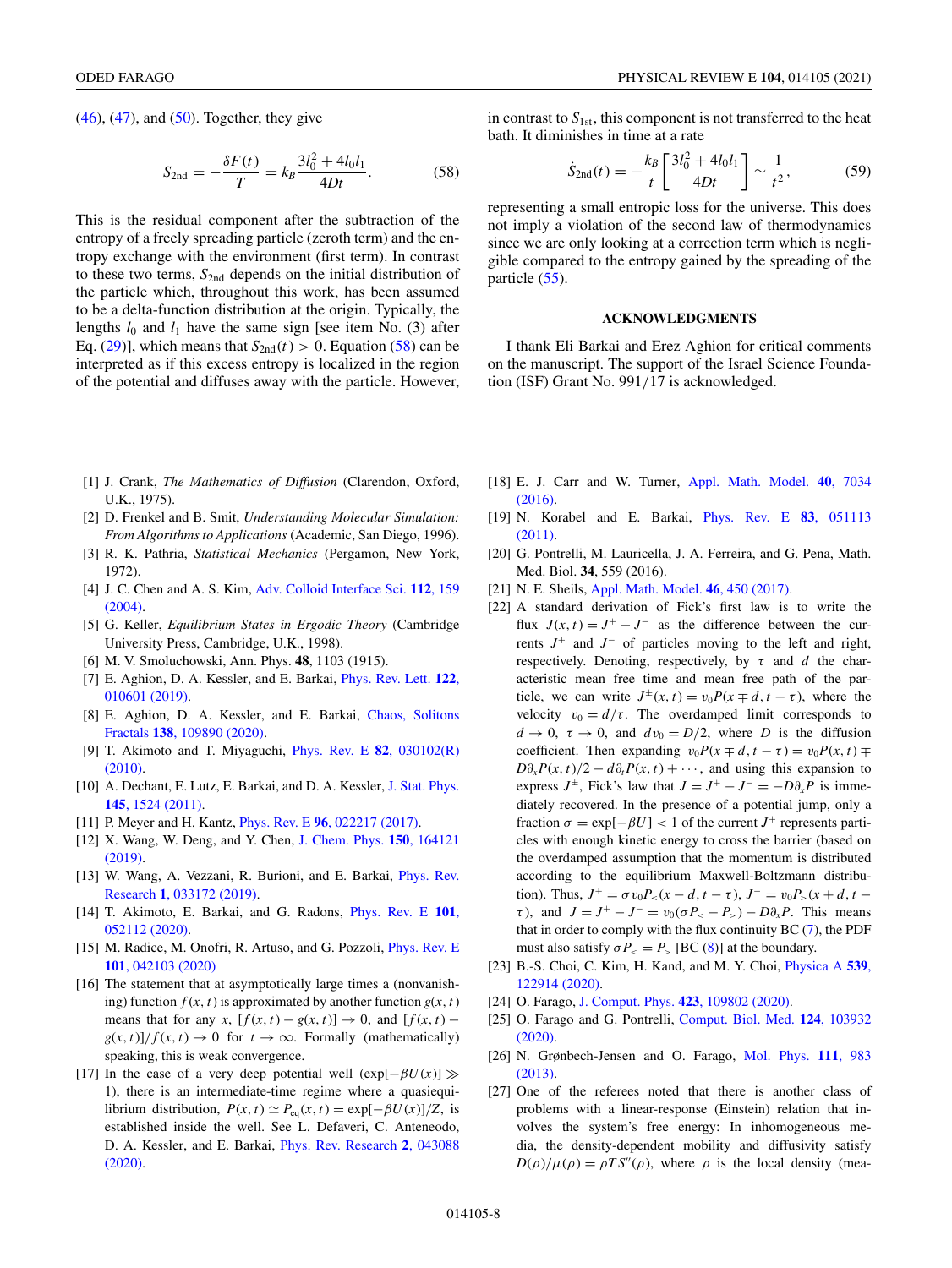(46), (47), and (50). Together, they give

$$S_{2\text{nd}} = -\frac{\delta F(t)}{T} = k_B \frac{3l_0^2 + 4l_0 l_1}{4Dt}. \tag{58}$$

This is the residual component after the subtraction of the entropy of a freely spreading particle (zeroth term) and the entropy exchange with the environment (first term). In contrast to these two terms, $S_{2\text{nd}}$ depends on the initial distribution of the particle which, throughout this work, has been assumed to be a delta-function distribution at the origin. Typically, the lengths $l_0$ and $l_1$ have the same sign [see item No. (3) after Eq. (29)], which means that $S_{2\text{nd}}(t) > 0$. Equation (58) can be interpreted as if this excess entropy is localized in the region of the potential and diffuses away with the particle. However, in contrast to $S_{1\text{st}}$, this component is not transferred to the heat bath. It diminishes in time at a rate

$$\dot{S}_{2\text{nd}}(t) = -\frac{k_B}{t}\left[\frac{3l_0^2 + 4l_0 l_1}{4Dt}\right] \sim \frac{1}{t^2}, \tag{59}$$

representing a small entropic loss for the universe. This does not imply a violation of the second law of thermodynamics since we are only looking at a correction term which is negligible compared to the entropy gained by the spreading of the particle (55).

## ACKNOWLEDGMENTS

I thank Eli Barkai and Erez Aghion for critical comments on the manuscript. The support of the Israel Science Foundation (ISF) Grant No. 991/17 is acknowledged.

---

[1] J. Crank, *The Mathematics of Diffusion* (Clarendon, Oxford, U.K., 1975).

[2] D. Frenkel and B. Smit, *Understanding Molecular Simulation: From Algorithms to Applications* (Academic, San Diego, 1996).

[3] R. K. Pathria, *Statistical Mechanics* (Pergamon, New York, 1972).

[4] J. C. Chen and A. S. Kim, Adv. Colloid Interface Sci. **112**, 159 (2004).

[5] G. Keller, *Equilibrium States in Ergodic Theory* (Cambridge University Press, Cambridge, U.K., 1998).

[6] M. V. Smoluchowski, Ann. Phys. **48**, 1103 (1915).

[7] E. Aghion, D. A. Kessler, and E. Barkai, Phys. Rev. Lett. **122**, 010601 (2019).

[8] E. Aghion, D. A. Kessler, and E. Barkai, Chaos, Solitons Fractals **138**, 109890 (2020).

[9] T. Akimoto and T. Miyaguchi, Phys. Rev. E **82**, 030102(R) (2010).

[10] A. Dechant, E. Lutz, E. Barkai, and D. A. Kessler, J. Stat. Phys. **145**, 1524 (2011).

[11] P. Meyer and H. Kantz, Phys. Rev. E **96**, 022217 (2017).

[12] X. Wang, W. Deng, and Y. Chen, J. Chem. Phys. **150**, 164121 (2019).

[13] W. Wang, A. Vezzani, R. Burioni, and E. Barkai, Phys. Rev. Research **1**, 033172 (2019).

[14] T. Akimoto, E. Barkai, and G. Radons, Phys. Rev. E **101**, 052112 (2020).

[15] M. Radice, M. Onofri, R. Artuso, and G. Pozzoli, Phys. Rev. E **101**, 042103 (2020).

[16] The statement that at asymptotically large times a (nonvanishing) function $f(x,t)$ is approximated by another function $g(x,t)$ means that for any $x$, $[f(x,t) - g(x,t)] \to 0$, and $[f(x,t) - g(x,t)]/f(x,t) \to 0$ for $t \to \infty$. Formally (mathematically) speaking, this is weak convergence.

[17] In the case of a very deep potential well ($\exp[-\beta U(x)] \gg 1$), there is an intermediate-time regime where a quasiequilibrium distribution, $P(x,t) \simeq P_{\text{eq}}(x,t) = \exp[-\beta U(x)]/Z$, is established inside the well. See L. Defaveri, C. Anteneodo, D. A. Kessler, and E. Barkai, Phys. Rev. Research **2**, 043088 (2020).

[18] E. J. Carr and W. Turner, Appl. Math. Model. **40**, 7034 (2016).

[19] N. Korabel and E. Barkai, Phys. Rev. E **83**, 051113 (2011).

[20] G. Pontrelli, M. Lauricella, J. A. Ferreira, and G. Pena, Math. Med. Biol. **34**, 559 (2016).

[21] N. E. Sheils, Appl. Math. Model. **46**, 450 (2017).

[22] A standard derivation of Fick's first law is to write the flux $J(x,t) = J^+ - J^-$ as the difference between the currents $J^+$ and $J^-$ of particles moving to the left and right, respectively. Denoting, respectively, by $\tau$ and $d$ the characteristic mean free time and mean free path of the particle, we can write $J^\pm(x,t) = v_0 P(x \mp d, t - \tau)$, where the velocity $v_0 = d/\tau$. The overdamped limit corresponds to $d \to 0$, $\tau \to 0$, and $dv_0 = D/2$, where $D$ is the diffusion coefficient. Then expanding $v_0 P(x \mp d, t - \tau) = v_0 P(x,t) \mp D\partial_x P(x,t)/2 - d\partial_t P(x,t) + \cdots$, and using this expansion to express $J^\pm$, Fick's law that $J = J^+ - J^- = -D\partial_x P$ is immediately recovered. In the presence of a potential jump, only a fraction $\sigma = \exp[-\beta U] < 1$ of the current $J^+$ represents particles with enough kinetic energy to cross the barrier (based on the overdamped assumption that the momentum is distributed according to the equilibrium Maxwell-Boltzmann distribution). Thus, $J^+ = \sigma v_0 P_<(x - d, t - \tau)$, $J^- = v_0 P_>(x + d, t - \tau)$, and $J = J^+ - J^- = v_0(\sigma P_< - P_>) - D\partial_x P$. This means that in order to comply with the flux continuity BC (7), the PDF must also satisfy $\sigma P_< = P_>$ [BC (8)] at the boundary.

[23] B.-S. Choi, C. Kim, H. Kand, and M. Y. Choi, Physica A **539**, 122914 (2020).

[24] O. Farago, J. Comput. Phys. **423**, 109802 (2020).

[25] O. Farago and G. Pontrelli, Comput. Biol. Med. **124**, 103932 (2020).

[26] N. Grønbech-Jensen and O. Farago, Mol. Phys. **111**, 983 (2013).

[27] One of the referees noted that there is another class of problems with a linear-response (Einstein) relation that involves the system's free energy: In inhomogeneous media, the density-dependent mobility and diffusivity satisfy $D(\rho)/\mu(\rho) = \rho T S''(\rho)$, where $\rho$ is the local density (mea-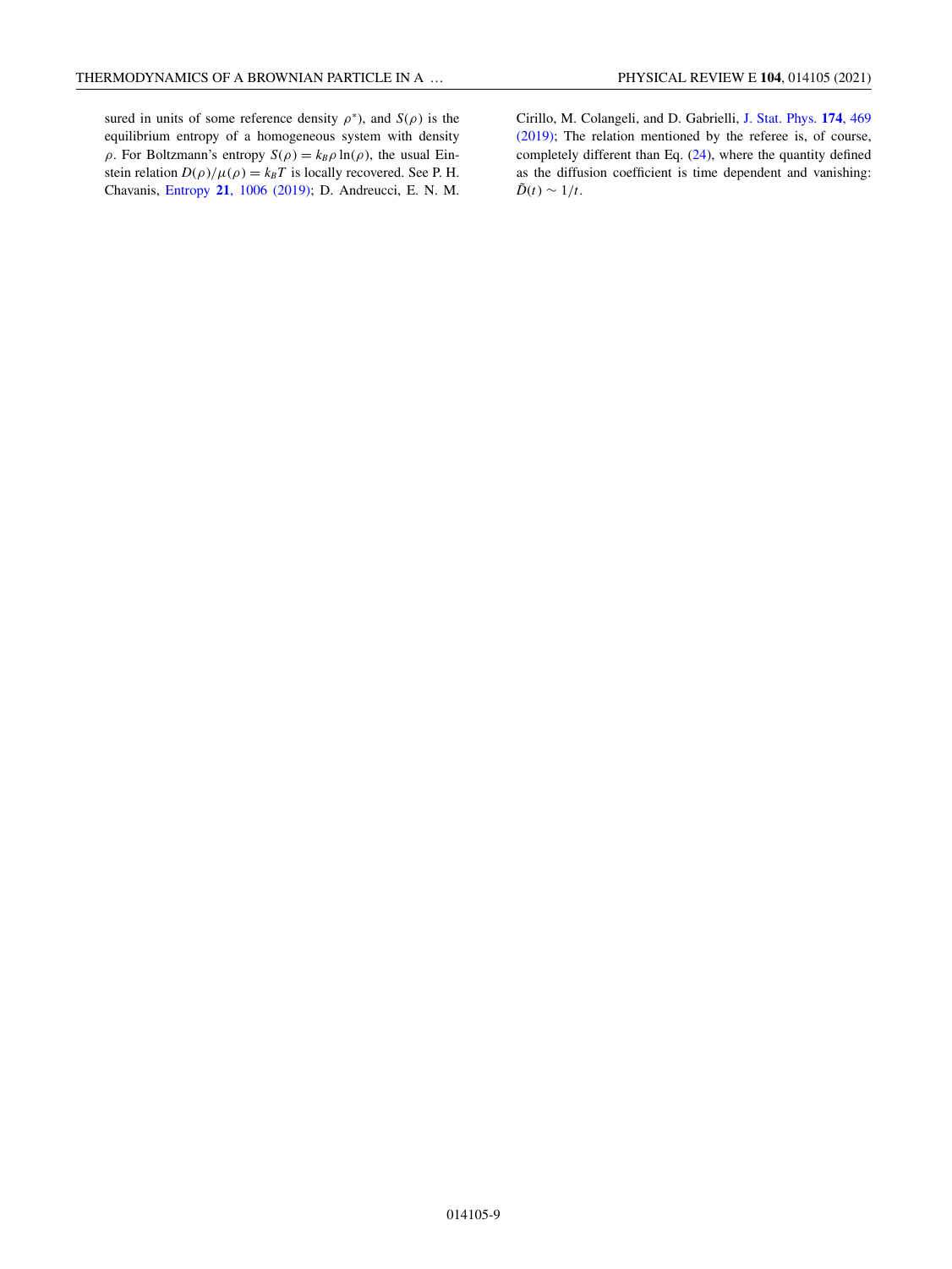sured in units of some reference density $\rho^*$), and $S(\rho)$ is the equilibrium entropy of a homogeneous system with density $\rho$. For Boltzmann's entropy $S(\rho) = k_B\rho\ln(\rho)$, the usual Einstein relation $D(\rho)/\mu(\rho) = k_BT$ is locally recovered. See P. H. Chavanis, Entropy **21**, 1006 (2019); D. Andreucci, E. N. M. Cirillo, M. Colangeli, and D. Gabrielli, J. Stat. Phys. **174**, 469 (2019); The relation mentioned by the referee is, of course, completely different than Eq. (24), where the quantity defined as the diffusion coefficient is time dependent and vanishing: $\tilde{D}(t) \sim 1/t$.